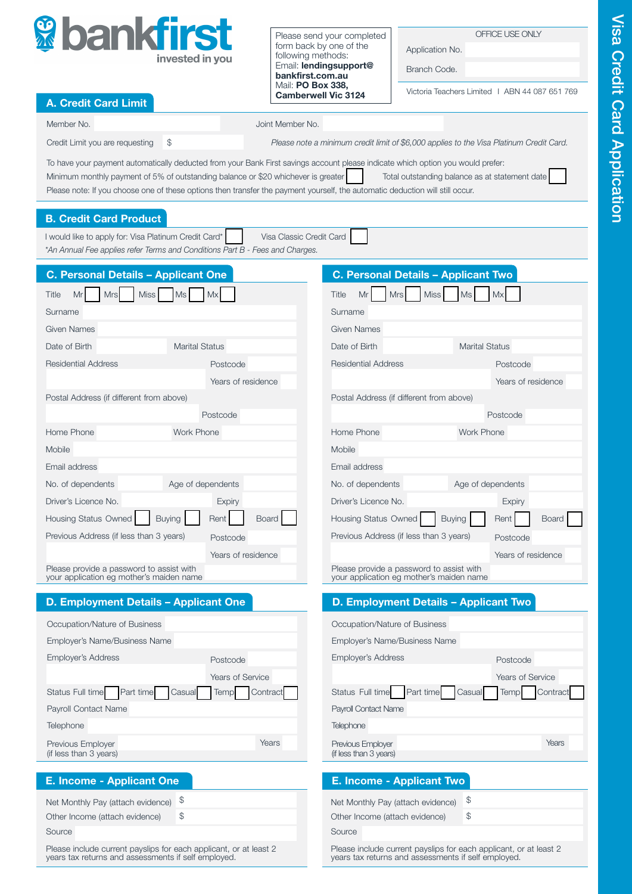# bankfirst

invested in you

Please send your completed form back by one of the following methods:
Email: **lendingsupport@bankfirst.com.au**
Mail: **PO Box 338, Camberwell Vic 3124**

OFFICE USE ONLY

Application No.

Branch Code.

Victoria Teachers Limited | ABN 44 087 651 769

# Visa Credit Card Application

## A. Credit Card Limit

Member No. | Joint Member No.

Credit Limit you are requesting $

*Please note a minimum credit limit of $6,000 applies to the Visa Platinum Credit Card.*

To have your payment automatically deducted from your Bank First savings account please indicate which option you would prefer:

Minimum monthly payment of 5% of outstanding balance or $20 whichever is greater ☐ Total outstanding balance as at statement date ☐

Please note: If you choose one of these options then transfer the payment yourself, the automatic deduction will still occur.

## B. Credit Card Product

I would like to apply for: Visa Platinum Credit Card* ☐ Visa Classic Credit Card ☐

*\*An Annual Fee applies refer Terms and Conditions Part B - Fees and Charges.*

## C. Personal Details – Applicant One

Title Mr ☐ Mrs ☐ Miss ☐ Ms ☐ Mx ☐

Surname

Given Names

Date of Birth | Marital Status

Residential Address | Postcode

Years of residence

Postal Address (if different from above)

Postcode

Home Phone | Work Phone

Mobile

Email address

No. of dependents | Age of dependents

Driver's Licence No. | Expiry

Housing Status Owned ☐ Buying ☐ Rent ☐ Board ☐

Previous Address (if less than 3 years) | Postcode

Years of residence

Please provide a password to assist with your application eg mother's maiden name

## C. Personal Details – Applicant Two

Title Mr ☐ Mrs ☐ Miss ☐ Ms ☐ Mx ☐

Surname

Given Names

Date of Birth | Marital Status

Residential Address | Postcode

Years of residence

Postal Address (if different from above)

Postcode

Home Phone | Work Phone

Mobile

Email address

No. of dependents | Age of dependents

Driver's Licence No. | Expiry

Housing Status Owned ☐ Buying ☐ Rent ☐ Board ☐

Previous Address (if less than 3 years) | Postcode

Years of residence

Please provide a password to assist with your application eg mother's maiden name

## D. Employment Details – Applicant One

Occupation/Nature of Business

Employer's Name/Business Name

Employer's Address | Postcode

Years of Service

Status Full time ☐ Part time ☐ Casual ☐ Temp ☐ Contract ☐

Payroll Contact Name

Telephone

Previous Employer (if less than 3 years) | Years

## D. Employment Details – Applicant Two

Occupation/Nature of Business

Employer's Name/Business Name

Employer's Address | Postcode

Years of Service

Status Full time ☐ Part time ☐ Casual ☐ Temp ☐ Contract ☐

Payroll Contact Name

Telephone

Previous Employer (if less than 3 years) | Years

## E. Income - Applicant One

Net Monthly Pay (attach evidence) $

Other Income (attach evidence) $

Source

Please include current payslips for each applicant, or at least 2 years tax returns and assessments if self employed.

## E. Income - Applicant Two

Net Monthly Pay (attach evidence) $

Other Income (attach evidence) $

Source

Please include current payslips for each applicant, or at least 2 years tax returns and assessments if self employed.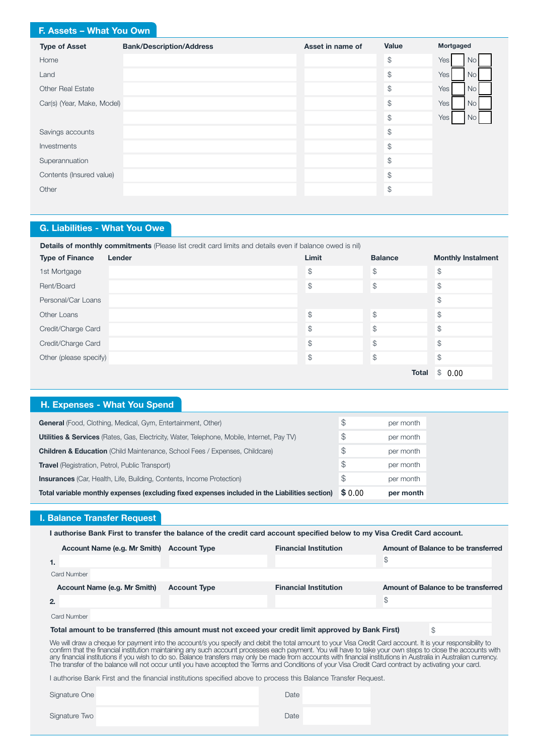## F. Assets – What You Own

| Type of Asset | Bank/Description/Address | Asset in name of | Value | Mortgaged |
|---|---|---|---|---|
| Home | | | $ | Yes ☐ No ☐ |
| Land | | | $ | Yes ☐ No ☐ |
| Other Real Estate | | | $ | Yes ☐ No ☐ |
| Car(s) (Year, Make, Model) | | | $ | Yes ☐ No ☐ |
| | | | $ | Yes ☐ No ☐ |
| Savings accounts | | | $ | |
| Investments | | | $ | |
| Superannuation | | | $ | |
| Contents (Insured value) | | | $ | |
| Other | | | $ | |

## G. Liabilities - What You Owe

**Details of monthly commitments** (Please list credit card limits and details even if balance owed is nil)

| Type of Finance | Lender | Limit | Balance | Monthly Instalment |
|---|---|---|---|---|
| 1st Mortgage | | $ | $ | $ |
| Rent/Board | | $ | $ | $ |
| Personal/Car Loans | | | | $ |
| Other Loans | | $ | $ | $ |
| Credit/Charge Card | | $ | $ | $ |
| Credit/Charge Card | | $ | $ | $ |
| Other (please specify) | | $ | $ | $ |
| | | | **Total** | $ 0.00 |

## H. Expenses - What You Spend

| | | |
|---|---|---|
| **General** (Food, Clothing, Medical, Gym, Entertainment, Other) | $ | per month |
| **Utilities & Services** (Rates, Gas, Electricity, Water, Telephone, Mobile, Internet, Pay TV) | $ | per month |
| **Children & Education** (Child Maintenance, School Fees / Expenses, Childcare) | $ | per month |
| **Travel** (Registration, Petrol, Public Transport) | $ | per month |
| **Insurances** (Car, Health, Life, Building, Contents, Income Protection) | $ | per month |
| **Total variable monthly expenses (excluding fixed expenses included in the Liabilities section)** | **$** 0.00 | **per month** |

## I. Balance Transfer Request

**I authorise Bank First to transfer the balance of the credit card account specified below to my Visa Credit Card account.**

| | Account Name (e.g. Mr Smith) | Account Type | Financial Institution | Amount of Balance to be transferred |
|---|---|---|---|---|
| **1.** | | | | $ |
| Card Number | | | | |
| **2.** | | | | $ |
| Card Number | | | | |

**Total amount to be transferred (this amount must not exceed your credit limit approved by Bank First)** $

We will draw a cheque for payment into the account/s you specify and debit the total amount to your Visa Credit Card account. It is your responsibility to confirm that the financial institution maintaining any such account processes each payment. You will have to take your own steps to close the accounts with any financial institutions if you wish to do so. Balance transfers may only be made from accounts with financial institutions in Australia in Australian currency. The transfer of the balance will not occur until you have accepted the Terms and Conditions of your Visa Credit Card contract by activating your card.

I authorise Bank First and the financial institutions specified above to process this Balance Transfer Request.

Signature One ____________________ Date ____________

Signature Two ____________________ Date ____________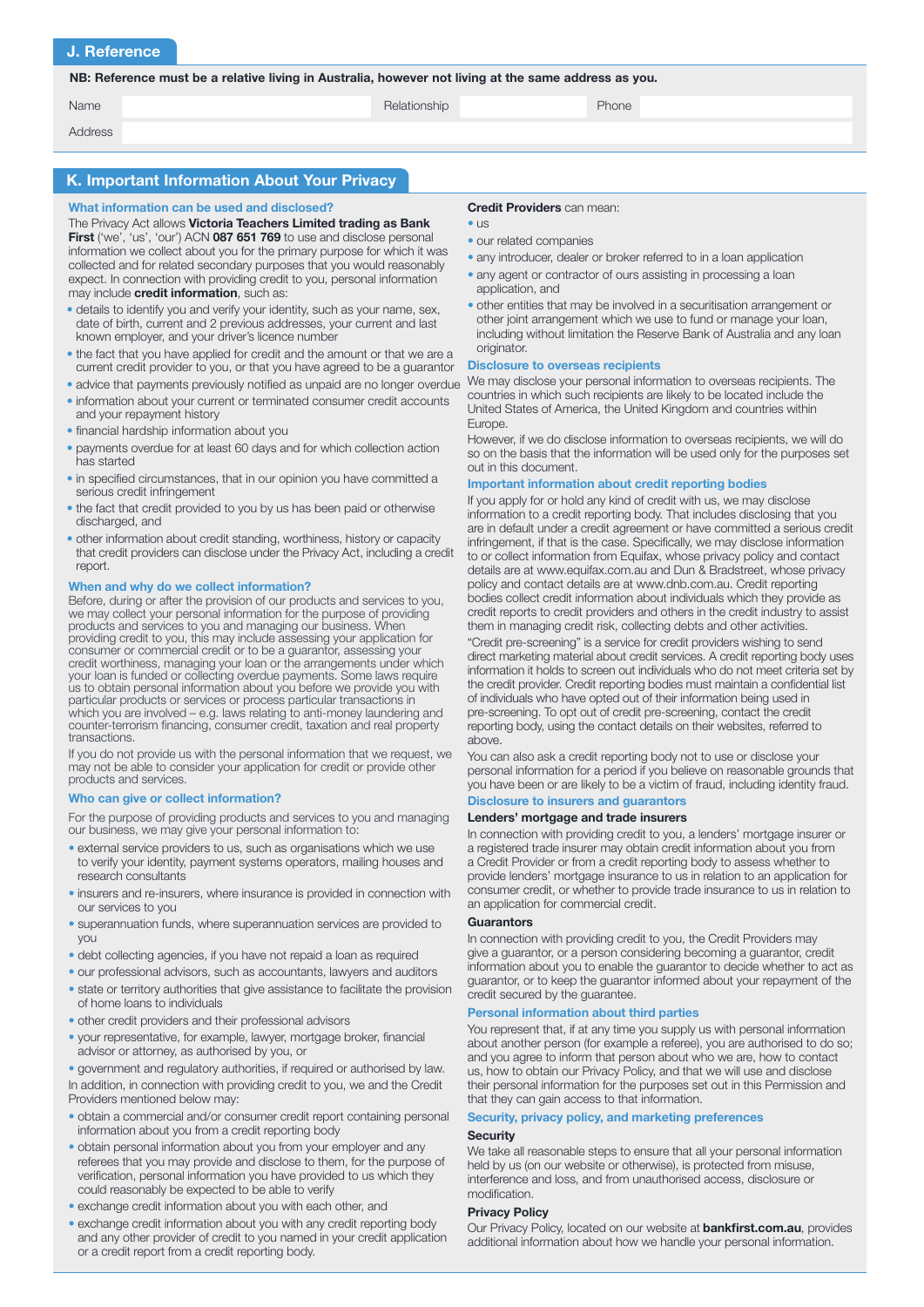## J. Reference

**NB: Reference must be a relative living in Australia, however not living at the same address as you.**

| Name | | Relationship | | Phone | |
|---|---|---|---|---|---|
| Address | | | | | |

## K. Important Information About Your Privacy

### What information can be used and disclosed?

The Privacy Act allows **Victoria Teachers Limited trading as Bank First** ('we', 'us', 'our') ACN **087 651 769** to use and disclose personal information we collect about you for the primary purpose for which it was collected and for related secondary purposes that you would reasonably expect. In connection with providing credit to you, personal information may include **credit information**, such as:

- details to identify you and verify your identity, such as your name, sex, date of birth, current and 2 previous addresses, your current and last known employer, and your driver's licence number
- the fact that you have applied for credit and the amount or that we are a current credit provider to you, or that you have agreed to be a guarantor
- advice that payments previously notified as unpaid are no longer overdue
- information about your current or terminated consumer credit accounts and your repayment history
- financial hardship information about you
- payments overdue for at least 60 days and for which collection action has started
- in specified circumstances, that in our opinion you have committed a serious credit infringement
- the fact that credit provided to you by us has been paid or otherwise discharged, and
- other information about credit standing, worthiness, history or capacity that credit providers can disclose under the Privacy Act, including a credit report.

### When and why do we collect information?

Before, during or after the provision of our products and services to you, we may collect your personal information for the purpose of providing products and services to you and managing our business. When providing credit to you, this may include assessing your application for consumer or commercial credit or to be a guarantor, assessing your credit worthiness, managing your loan or the arrangements under which your loan is funded or collecting overdue payments. Some laws require us to obtain personal information about you before we provide you with particular products or services or process particular transactions in which you are involved – e.g. laws relating to anti-money laundering and counter-terrorism financing, consumer credit, taxation and real property transactions.

If you do not provide us with the personal information that we request, we may not be able to consider your application for credit or provide other products and services.

### Who can give or collect information?

For the purpose of providing products and services to you and managing our business, we may give your personal information to:

- external service providers to us, such as organisations which we use to verify your identity, payment systems operators, mailing houses and research consultants
- insurers and re-insurers, where insurance is provided in connection with our services to you
- superannuation funds, where superannuation services are provided to you
- debt collecting agencies, if you have not repaid a loan as required
- our professional advisors, such as accountants, lawyers and auditors
- state or territory authorities that give assistance to facilitate the provision of home loans to individuals
- other credit providers and their professional advisors
- your representative, for example, lawyer, mortgage broker, financial advisor or attorney, as authorised by you, or
- government and regulatory authorities, if required or authorised by law.

In addition, in connection with providing credit to you, we and the Credit Providers mentioned below may:

- obtain a commercial and/or consumer credit report containing personal information about you from a credit reporting body
- obtain personal information about you from your employer and any referees that you may provide and disclose to them, for the purpose of verification, personal information you have provided to us which they could reasonably be expected to be able to verify
- exchange credit information about you with each other, and
- exchange credit information about you with any credit reporting body and any other provider of credit to you named in your credit application or a credit report from a credit reporting body.

**Credit Providers** can mean:

- us
- our related companies
- any introducer, dealer or broker referred to in a loan application
- any agent or contractor of ours assisting in processing a loan application, and
- other entities that may be involved in a securitisation arrangement or other joint arrangement which we use to fund or manage your loan, including without limitation the Reserve Bank of Australia and any loan originator.

### Disclosure to overseas recipients

We may disclose your personal information to overseas recipients. The countries in which such recipients are likely to be located include the United States of America, the United Kingdom and countries within Europe.

However, if we do disclose information to overseas recipients, we will do so on the basis that the information will be used only for the purposes set out in this document.

### Important information about credit reporting bodies

If you apply for or hold any kind of credit with us, we may disclose information to a credit reporting body. That includes disclosing that you are in default under a credit agreement or have committed a serious credit infringement, if that is the case. Specifically, we may disclose information to or collect information from Equifax, whose privacy policy and contact details are at www.equifax.com.au and Dun & Bradstreet, whose privacy policy and contact details are at www.dnb.com.au. Credit reporting bodies collect credit information about individuals which they provide as credit reports to credit providers and others in the credit industry to assist them in managing credit risk, collecting debts and other activities.

"Credit pre-screening" is a service for credit providers wishing to send direct marketing material about credit services. A credit reporting body uses information it holds to screen out individuals who do not meet criteria set by the credit provider. Credit reporting bodies must maintain a confidential list of individuals who have opted out of their information being used in pre-screening. To opt out of credit pre-screening, contact the credit reporting body, using the contact details on their websites, referred to above.

You can also ask a credit reporting body not to use or disclose your personal information for a period if you believe on reasonable grounds that you have been or are likely to be a victim of fraud, including identity fraud.

### Disclosure to insurers and guarantors

#### Lenders' mortgage and trade insurers

In connection with providing credit to you, a lenders' mortgage insurer or a registered trade insurer may obtain credit information about you from a Credit Provider or from a credit reporting body to assess whether to provide lenders' mortgage insurance to us in relation to an application for consumer credit, or whether to provide trade insurance to us in relation to an application for commercial credit.

#### Guarantors

In connection with providing credit to you, the Credit Providers may give a guarantor, or a person considering becoming a guarantor, credit information about you to enable the guarantor to decide whether to act as guarantor, or to keep the guarantor informed about your repayment of the credit secured by the guarantee.

### Personal information about third parties

You represent that, if at any time you supply us with personal information about another person (for example a referee), you are authorised to do so; and you agree to inform that person about who we are, how to contact us, how to obtain our Privacy Policy, and that we will use and disclose their personal information for the purposes set out in this Permission and that they can gain access to that information.

### Security, privacy policy, and marketing preferences

#### Security

We take all reasonable steps to ensure that all your personal information held by us (on our website or otherwise), is protected from misuse, interference and loss, and from unauthorised access, disclosure or modification.

#### Privacy Policy

Our Privacy Policy, located on our website at **bankfirst.com.au**, provides additional information about how we handle your personal information.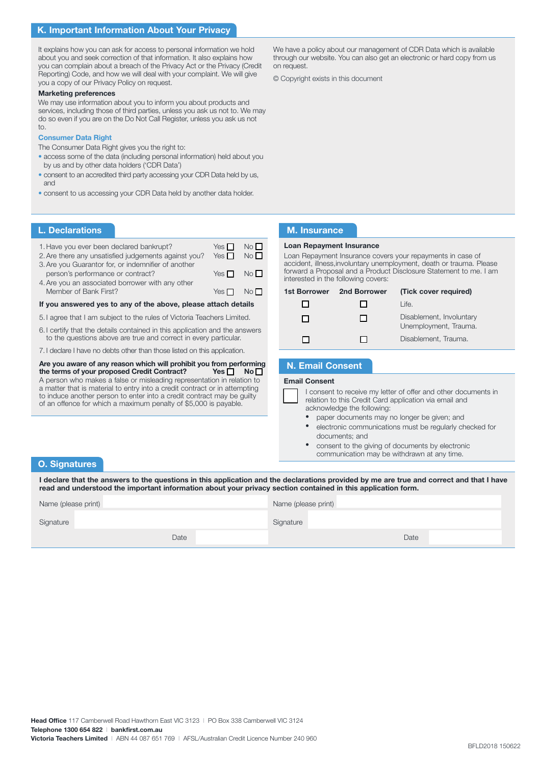## K. Important Information About Your Privacy

It explains how you can ask for access to personal information we hold about you and seek correction of that information. It also explains how you can complain about a breach of the Privacy Act or the Privacy (Credit Reporting) Code, and how we will deal with your complaint. We will give you a copy of our Privacy Policy on request.

**Marketing preferences**

We may use information about you to inform you about products and services, including those of third parties, unless you ask us not to. We may do so even if you are on the Do Not Call Register, unless you ask us not to.

**Consumer Data Right**

The Consumer Data Right gives you the right to:

- access some of the data (including personal information) held about you by us and by other data holders ('CDR Data')
- consent to an accredited third party accessing your CDR Data held by us, and
- consent to us accessing your CDR Data held by another data holder.

We have a policy about our management of CDR Data which is available through our website. You can also get an electronic or hard copy from us on request.

© Copyright exists in this document

## L. Declarations

| | | |
|---|---|---|
| 1. Have you ever been declared bankrupt? | Yes ☐ | No ☐ |
| 2. Are there any unsatisfied judgements against you? | Yes ☐ | No ☐ |
| 3. Are you Guarantor for, or indemnifier of another person's performance or contract? | Yes ☐ | No ☐ |
| 4. Are you an associated borrower with any other Member of Bank First? | Yes ☐ | No ☐ |

**If you answered yes to any of the above, please attach details**

5. I agree that I am subject to the rules of Victoria Teachers Limited.
6. I certify that the details contained in this application and the answers to the questions above are true and correct in every particular.
7. I declare I have no debts other than those listed on this application.

**Are you aware of any reason which will prohibit you from performing the terms of your proposed Credit Contract?** Yes ☐ No ☐

A person who makes a false or misleading representation in relation to a matter that is material to entry into a credit contract or in attempting to induce another person to enter into a credit contract may be guilty of an offence for which a maximum penalty of $5,000 is payable.

## M. Insurance

**Loan Repayment Insurance**

Loan Repayment Insurance covers your repayments in case of accident, illness, involuntary unemployment, death or trauma. Please forward a Proposal and a Product Disclosure Statement to me. I am interested in the following covers:

| 1st Borrower | 2nd Borrower | (Tick cover required) |
|---|---|---|
| ☐ | ☐ | Life. |
| ☐ | ☐ | Disablement, Involuntary Unemployment, Trauma. |
| ☐ | ☐ | Disablement, Trauma. |

## N. Email Consent

**Email Consent**

☐ I consent to receive my letter of offer and other documents in relation to this Credit Card application via email and acknowledge the following:

- paper documents may no longer be given; and
- electronic communications must be regularly checked for documents; and
- consent to the giving of documents by electronic communication may be withdrawn at any time.

## O. Signatures

**I declare that the answers to the questions in this application and the declarations provided by me are true and correct and that I have read and understood the important information about your privacy section contained in this application form.**

| | | | |
|---|---|---|---|
| Name (please print) | | Name (please print) | |
| Signature | | Signature | |
| Date | | Date | |

**Head Office** 117 Camberwell Road Hawthorn East VIC 3123 | PO Box 338 Camberwell VIC 3124
**Telephone 1300 654 822** | **bankfirst.com.au**
**Victoria Teachers Limited** | ABN 44 087 651 769 | AFSL/Australian Credit Licence Number 240 960

BFLD2018 150622